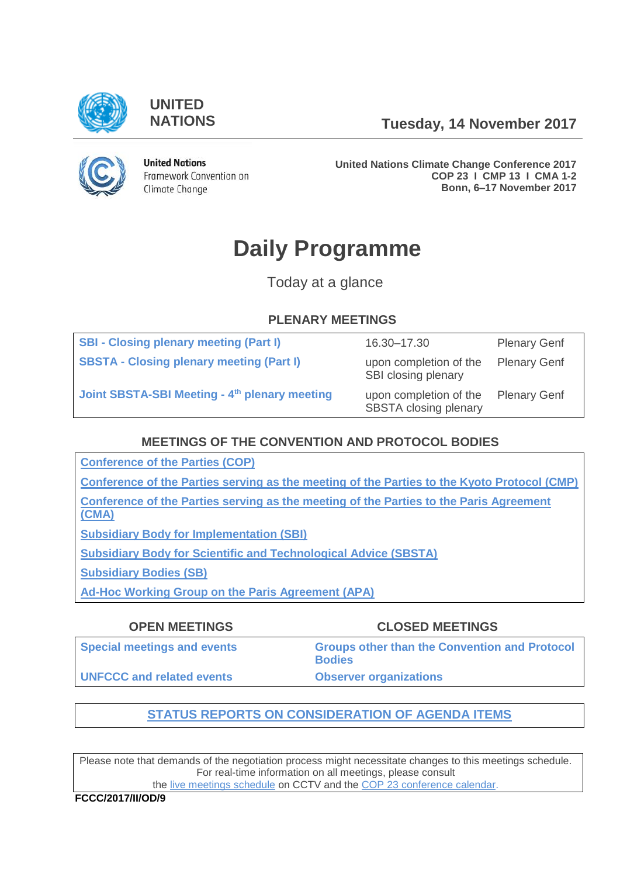UNITED NATIONS

Tuesday, 14 November 2017

United Nations
Framework Convention on
Climate Change

**United Nations Climate Change Conference 2017**
**COP 23 I CMP 13 I CMA 1-2**
**Bonn, 6–17 November 2017**

# Daily Programme

Today at a glance

## PLENARY MEETINGS

| | | |
|---|---|---|
| **SBI - Closing plenary meeting (Part I)** | 16.30–17.30 | Plenary Genf |
| **SBSTA - Closing plenary meeting (Part I)** | upon completion of the SBI closing plenary | Plenary Genf |
| **Joint SBSTA-SBI Meeting - 4th plenary meeting** | upon completion of the SBSTA closing plenary | Plenary Genf |

## MEETINGS OF THE CONVENTION AND PROTOCOL BODIES

**Conference of the Parties (COP)**

**Conference of the Parties serving as the meeting of the Parties to the Kyoto Protocol (CMP)**

**Conference of the Parties serving as the meeting of the Parties to the Paris Agreement (CMA)**

**Subsidiary Body for Implementation (SBI)**

**Subsidiary Body for Scientific and Technological Advice (SBSTA)**

**Subsidiary Bodies (SB)**

**Ad-Hoc Working Group on the Paris Agreement (APA)**

| OPEN MEETINGS | CLOSED MEETINGS |
|---|---|
| **Special meetings and events** | **Groups other than the Convention and Protocol Bodies** |
| **UNFCCC and related events** | **Observer organizations** |

**STATUS REPORTS ON CONSIDERATION OF AGENDA ITEMS**

Please note that demands of the negotiation process might necessitate changes to this meetings schedule. For real-time information on all meetings, please consult the live meetings schedule on CCTV and the COP 23 conference calendar.

**FCCC/2017/II/OD/9**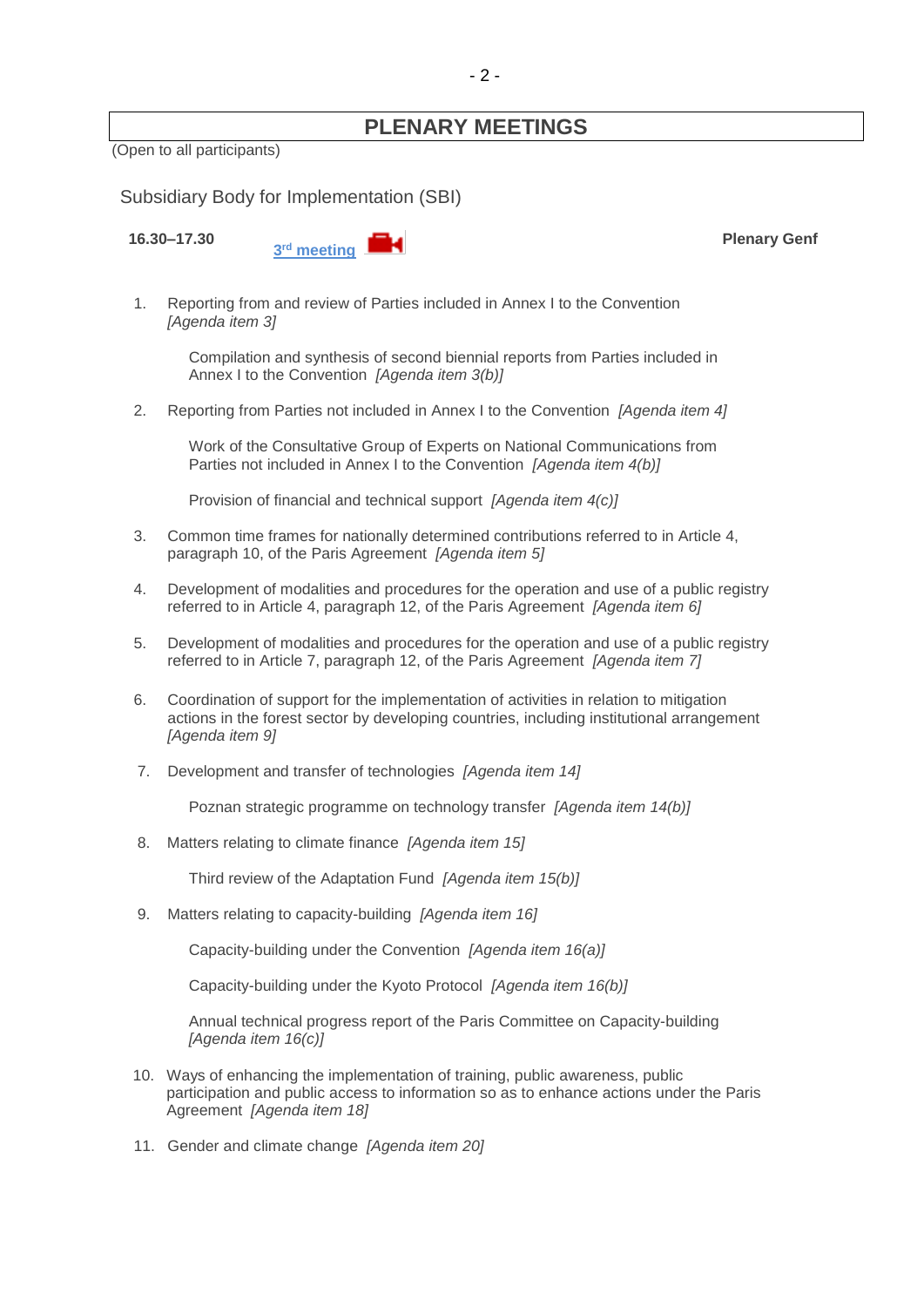# PLENARY MEETINGS

(Open to all participants)

## Subsidiary Body for Implementation (SBI)

**16.30–17.30** 3rd meeting **Plenary Genf**

1. Reporting from and review of Parties included in Annex I to the Convention *[Agenda item 3]*

   Compilation and synthesis of second biennial reports from Parties included in Annex I to the Convention *[Agenda item 3(b)]*

2. Reporting from Parties not included in Annex I to the Convention *[Agenda item 4]*

   Work of the Consultative Group of Experts on National Communications from Parties not included in Annex I to the Convention *[Agenda item 4(b)]*

   Provision of financial and technical support *[Agenda item 4(c)]*

3. Common time frames for nationally determined contributions referred to in Article 4, paragraph 10, of the Paris Agreement *[Agenda item 5]*

4. Development of modalities and procedures for the operation and use of a public registry referred to in Article 4, paragraph 12, of the Paris Agreement *[Agenda item 6]*

5. Development of modalities and procedures for the operation and use of a public registry referred to in Article 7, paragraph 12, of the Paris Agreement *[Agenda item 7]*

6. Coordination of support for the implementation of activities in relation to mitigation actions in the forest sector by developing countries, including institutional arrangement *[Agenda item 9]*

7. Development and transfer of technologies *[Agenda item 14]*

   Poznan strategic programme on technology transfer *[Agenda item 14(b)]*

8. Matters relating to climate finance *[Agenda item 15]*

   Third review of the Adaptation Fund *[Agenda item 15(b)]*

9. Matters relating to capacity-building *[Agenda item 16]*

   Capacity-building under the Convention *[Agenda item 16(a)]*

   Capacity-building under the Kyoto Protocol *[Agenda item 16(b)]*

   Annual technical progress report of the Paris Committee on Capacity-building *[Agenda item 16(c)]*

10. Ways of enhancing the implementation of training, public awareness, public participation and public access to information so as to enhance actions under the Paris Agreement *[Agenda item 18]*

11. Gender and climate change *[Agenda item 20]*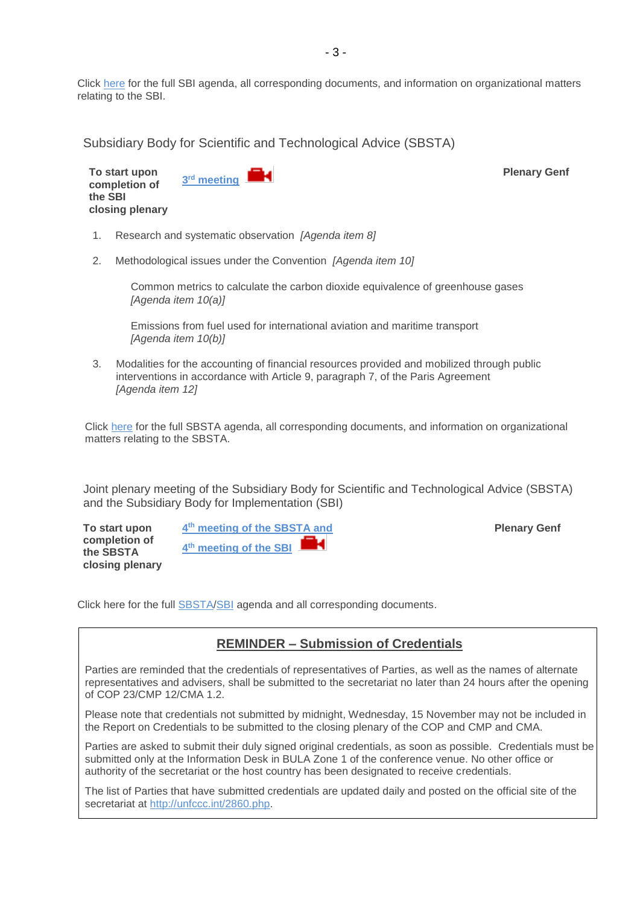Click here for the full SBI agenda, all corresponding documents, and information on organizational matters relating to the SBI.

## Subsidiary Body for Scientific and Technological Advice (SBSTA)

| To start upon completion of the SBI closing plenary | 3rd meeting | Plenary Genf |
|---|---|---|

1. Research and systematic observation *[Agenda item 8]*

2. Methodological issues under the Convention *[Agenda item 10]*

   Common metrics to calculate the carbon dioxide equivalence of greenhouse gases *[Agenda item 10(a)]*

   Emissions from fuel used for international aviation and maritime transport *[Agenda item 10(b)]*

3. Modalities for the accounting of financial resources provided and mobilized through public interventions in accordance with Article 9, paragraph 7, of the Paris Agreement *[Agenda item 12]*

Click here for the full SBSTA agenda, all corresponding documents, and information on organizational matters relating to the SBSTA.

## Joint plenary meeting of the Subsidiary Body for Scientific and Technological Advice (SBSTA) and the Subsidiary Body for Implementation (SBI)

| To start upon completion of the SBSTA closing plenary | 4th meeting of the SBSTA and 4th meeting of the SBI | Plenary Genf |
|---|---|---|

Click here for the full SBSTA/SBI agenda and all corresponding documents.

### REMINDER – Submission of Credentials

Parties are reminded that the credentials of representatives of Parties, as well as the names of alternate representatives and advisers, shall be submitted to the secretariat no later than 24 hours after the opening of COP 23/CMP 12/CMA 1.2.

Please note that credentials not submitted by midnight, Wednesday, 15 November may not be included in the Report on Credentials to be submitted to the closing plenary of the COP and CMP and CMA.

Parties are asked to submit their duly signed original credentials, as soon as possible. Credentials must be submitted only at the Information Desk in BULA Zone 1 of the conference venue. No other office or authority of the secretariat or the host country has been designated to receive credentials.

The list of Parties that have submitted credentials are updated daily and posted on the official site of the secretariat at http://unfccc.int/2860.php.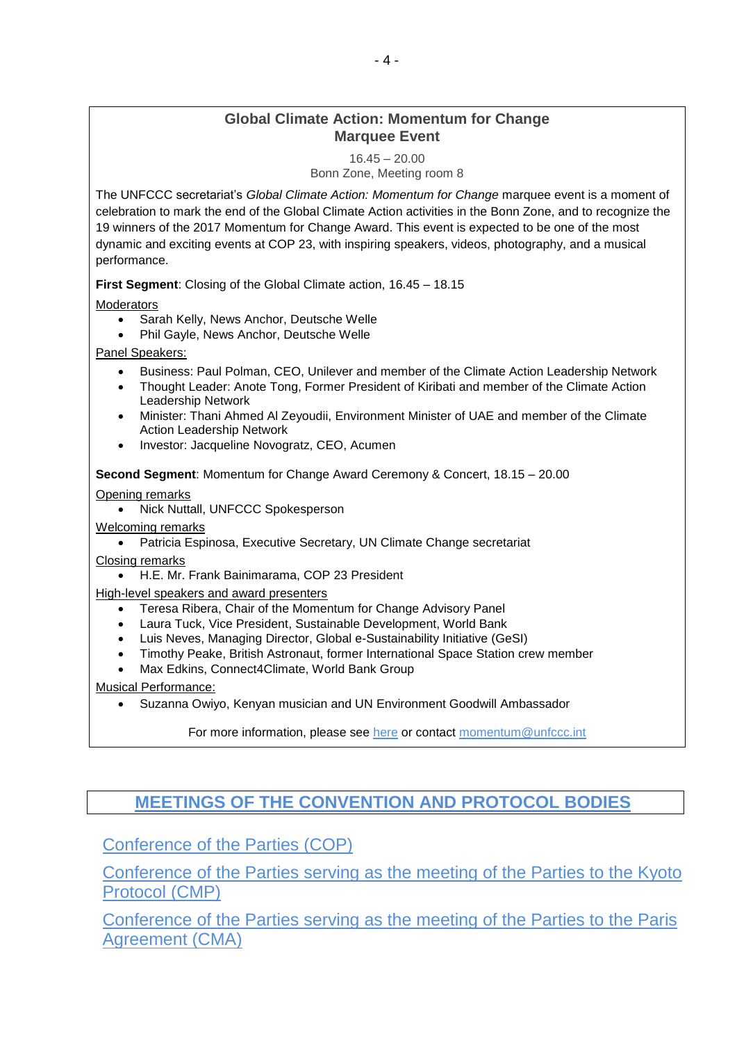## Global Climate Action: Momentum for Change
## Marquee Event

16.45 – 20.00
Bonn Zone, Meeting room 8

The UNFCCC secretariat's *Global Climate Action: Momentum for Change* marquee event is a moment of celebration to mark the end of the Global Climate Action activities in the Bonn Zone, and to recognize the 19 winners of the 2017 Momentum for Change Award. This event is expected to be one of the most dynamic and exciting events at COP 23, with inspiring speakers, videos, photography, and a musical performance.

**First Segment**: Closing of the Global Climate action, 16.45 – 18.15

Moderators

- Sarah Kelly, News Anchor, Deutsche Welle
- Phil Gayle, News Anchor, Deutsche Welle

Panel Speakers:

- Business: Paul Polman, CEO, Unilever and member of the Climate Action Leadership Network
- Thought Leader: Anote Tong, Former President of Kiribati and member of the Climate Action Leadership Network
- Minister: Thani Ahmed Al Zeyoudii, Environment Minister of UAE and member of the Climate Action Leadership Network
- Investor: Jacqueline Novogratz, CEO, Acumen

**Second Segment**: Momentum for Change Award Ceremony & Concert, 18.15 – 20.00

Opening remarks

- Nick Nuttall, UNFCCC Spokesperson

Welcoming remarks

- Patricia Espinosa, Executive Secretary, UN Climate Change secretariat

Closing remarks

- H.E. Mr. Frank Bainimarama, COP 23 President

High-level speakers and award presenters

- Teresa Ribera, Chair of the Momentum for Change Advisory Panel
- Laura Tuck, Vice President, Sustainable Development, World Bank
- Luis Neves, Managing Director, Global e-Sustainability Initiative (GeSI)
- Timothy Peake, British Astronaut, former International Space Station crew member
- Max Edkins, Connect4Climate, World Bank Group

Musical Performance:

- Suzanna Owiyo, Kenyan musician and UN Environment Goodwill Ambassador

For more information, please see here or contact momentum@unfccc.int

# MEETINGS OF THE CONVENTION AND PROTOCOL BODIES

## Conference of the Parties (COP)

## Conference of the Parties serving as the meeting of the Parties to the Kyoto Protocol (CMP)

## Conference of the Parties serving as the meeting of the Parties to the Paris Agreement (CMA)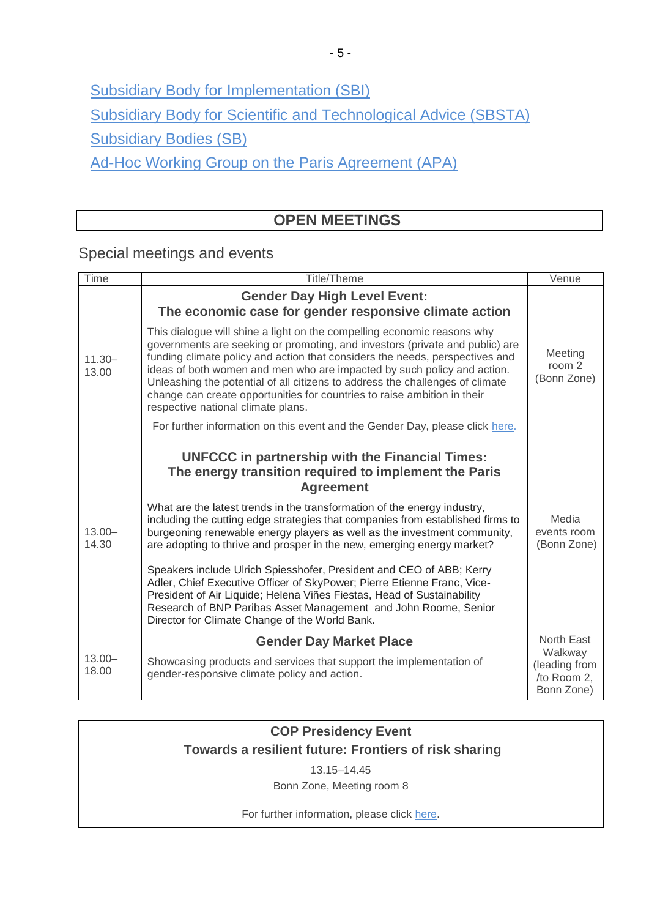[Subsidiary Body for Implementation (SBI)](#)

[Subsidiary Body for Scientific and Technological Advice (SBSTA)](#)

[Subsidiary Bodies (SB)](#)

[Ad-Hoc Working Group on the Paris Agreement (APA)](#)

## OPEN MEETINGS

### Special meetings and events

| Time | Title/Theme | Venue |
| --- | --- | --- |
| 11.30–13.00 | **Gender Day High Level Event: The economic case for gender responsive climate action**<br><br>This dialogue will shine a light on the compelling economic reasons why governments are seeking or promoting, and investors (private and public) are funding climate policy and action that considers the needs, perspectives and ideas of both women and men who are impacted by such policy and action. Unleashing the potential of all citizens to address the challenges of climate change can create opportunities for countries to raise ambition in their respective national climate plans.<br><br>For further information on this event and the Gender Day, please click [here](#). | Meeting room 2 (Bonn Zone) |
| 13.00–14.30 | **UNFCCC in partnership with the Financial Times: The energy transition required to implement the Paris Agreement**<br><br>What are the latest trends in the transformation of the energy industry, including the cutting edge strategies that companies from established firms to burgeoning renewable energy players as well as the investment community, are adopting to thrive and prosper in the new, emerging energy market?<br><br>Speakers include Ulrich Spiesshofer, President and CEO of ABB; Kerry Adler, Chief Executive Officer of SkyPower; Pierre Etienne Franc, Vice-President of Air Liquide; Helena Viñes Fiestas, Head of Sustainability Research of BNP Paribas Asset Management and John Roome, Senior Director for Climate Change of the World Bank. | Media events room (Bonn Zone) |
| 13.00–18.00 | **Gender Day Market Place**<br><br>Showcasing products and services that support the implementation of gender-responsive climate policy and action. | North East Walkway (leading from /to Room 2, Bonn Zone) |

**COP Presidency Event**

**Towards a resilient future: Frontiers of risk sharing**

13.15–14.45

Bonn Zone, Meeting room 8

For further information, please click [here](#).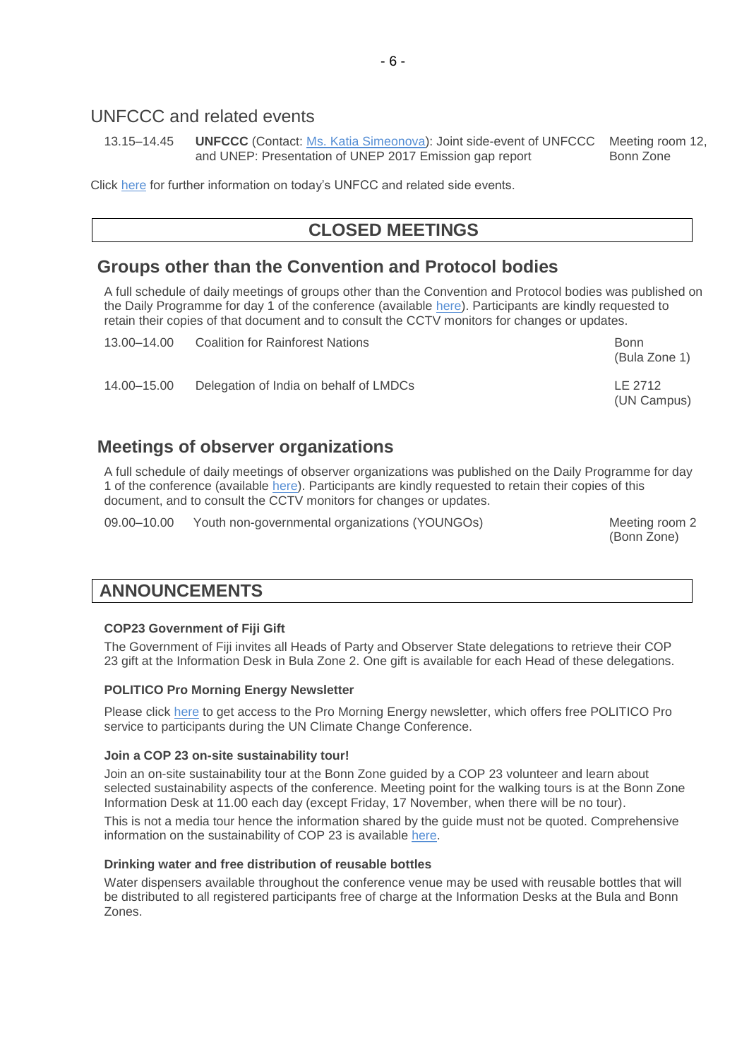## UNFCCC and related events

| | | |
|---|---|---|
| 13.15–14.45 | **UNFCCC** (Contact: Ms. Katia Simeonova): Joint side-event of UNFCCC and UNEP: Presentation of UNEP 2017 Emission gap report | Meeting room 12, Bonn Zone |

Click here for further information on today's UNFCC and related side events.

# CLOSED MEETINGS

## Groups other than the Convention and Protocol bodies

A full schedule of daily meetings of groups other than the Convention and Protocol bodies was published on the Daily Programme for day 1 of the conference (available here). Participants are kindly requested to retain their copies of that document and to consult the CCTV monitors for changes or updates.

| | | |
|---|---|---|
| 13.00–14.00 | Coalition for Rainforest Nations | Bonn (Bula Zone 1) |
| 14.00–15.00 | Delegation of India on behalf of LMDCs | LE 2712 (UN Campus) |

## Meetings of observer organizations

A full schedule of daily meetings of observer organizations was published on the Daily Programme for day 1 of the conference (available here). Participants are kindly requested to retain their copies of this document, and to consult the CCTV monitors for changes or updates.

| | | |
|---|---|---|
| 09.00–10.00 | Youth non-governmental organizations (YOUNGOs) | Meeting room 2 (Bonn Zone) |

# ANNOUNCEMENTS

### COP23 Government of Fiji Gift

The Government of Fiji invites all Heads of Party and Observer State delegations to retrieve their COP 23 gift at the Information Desk in Bula Zone 2. One gift is available for each Head of these delegations.

### POLITICO Pro Morning Energy Newsletter

Please click here to get access to the Pro Morning Energy newsletter, which offers free POLITICO Pro service to participants during the UN Climate Change Conference.

### Join a COP 23 on-site sustainability tour!

Join an on-site sustainability tour at the Bonn Zone guided by a COP 23 volunteer and learn about selected sustainability aspects of the conference. Meeting point for the walking tours is at the Bonn Zone Information Desk at 11.00 each day (except Friday, 17 November, when there will be no tour).

This is not a media tour hence the information shared by the guide must not be quoted. Comprehensive information on the sustainability of COP 23 is available here.

### Drinking water and free distribution of reusable bottles

Water dispensers available throughout the conference venue may be used with reusable bottles that will be distributed to all registered participants free of charge at the Information Desks at the Bula and Bonn Zones.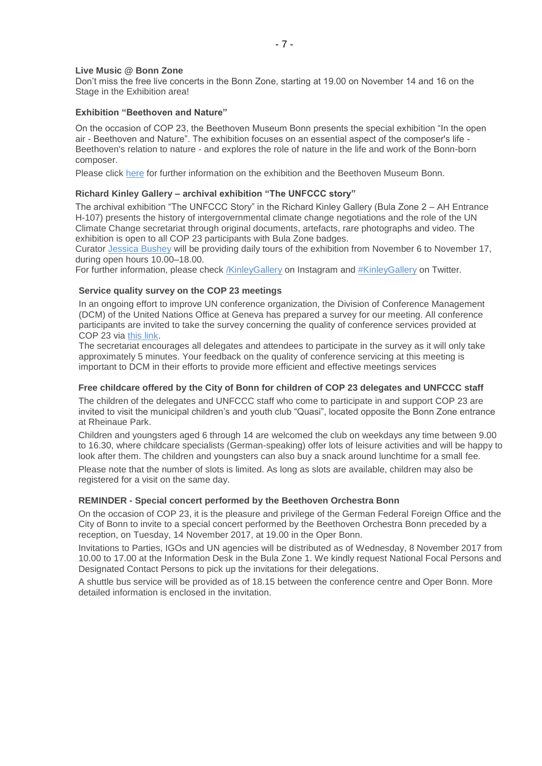**Live Music @ Bonn Zone**

Don't miss the free live concerts in the Bonn Zone, starting at 19.00 on November 14 and 16 on the Stage in the Exhibition area!

**Exhibition "Beethoven and Nature"**

On the occasion of COP 23, the Beethoven Museum Bonn presents the special exhibition "In the open air - Beethoven and Nature". The exhibition focuses on an essential aspect of the composer's life - Beethoven's relation to nature - and explores the role of nature in the life and work of the Bonn-born composer.

Please click here for further information on the exhibition and the Beethoven Museum Bonn.

**Richard Kinley Gallery – archival exhibition "The UNFCCC story"**

The archival exhibition "The UNFCCC Story" in the Richard Kinley Gallery (Bula Zone 2 – AH Entrance H-107) presents the history of intergovernmental climate change negotiations and the role of the UN Climate Change secretariat through original documents, artefacts, rare photographs and video. The exhibition is open to all COP 23 participants with Bula Zone badges.

Curator Jessica Bushey will be providing daily tours of the exhibition from November 6 to November 17, during open hours 10.00–18.00.

For further information, please check /KinleyGallery on Instagram and #KinleyGallery on Twitter.

**Service quality survey on the COP 23 meetings**

In an ongoing effort to improve UN conference organization, the Division of Conference Management (DCM) of the United Nations Office at Geneva has prepared a survey for our meeting. All conference participants are invited to take the survey concerning the quality of conference services provided at COP 23 via this link.

The secretariat encourages all delegates and attendees to participate in the survey as it will only take approximately 5 minutes. Your feedback on the quality of conference servicing at this meeting is important to DCM in their efforts to provide more efficient and effective meetings services

**Free childcare offered by the City of Bonn for children of COP 23 delegates and UNFCCC staff**

The children of the delegates and UNFCCC staff who come to participate in and support COP 23 are invited to visit the municipal children's and youth club "Quasi", located opposite the Bonn Zone entrance at Rheinaue Park.

Children and youngsters aged 6 through 14 are welcomed the club on weekdays any time between 9.00 to 16.30, where childcare specialists (German-speaking) offer lots of leisure activities and will be happy to look after them. The children and youngsters can also buy a snack around lunchtime for a small fee.

Please note that the number of slots is limited. As long as slots are available, children may also be registered for a visit on the same day.

**REMINDER - Special concert performed by the Beethoven Orchestra Bonn**

On the occasion of COP 23, it is the pleasure and privilege of the German Federal Foreign Office and the City of Bonn to invite to a special concert performed by the Beethoven Orchestra Bonn preceded by a reception, on Tuesday, 14 November 2017, at 19.00 in the Oper Bonn.

Invitations to Parties, IGOs and UN agencies will be distributed as of Wednesday, 8 November 2017 from 10.00 to 17.00 at the Information Desk in the Bula Zone 1. We kindly request National Focal Persons and Designated Contact Persons to pick up the invitations for their delegations.

A shuttle bus service will be provided as of 18.15 between the conference centre and Oper Bonn. More detailed information is enclosed in the invitation.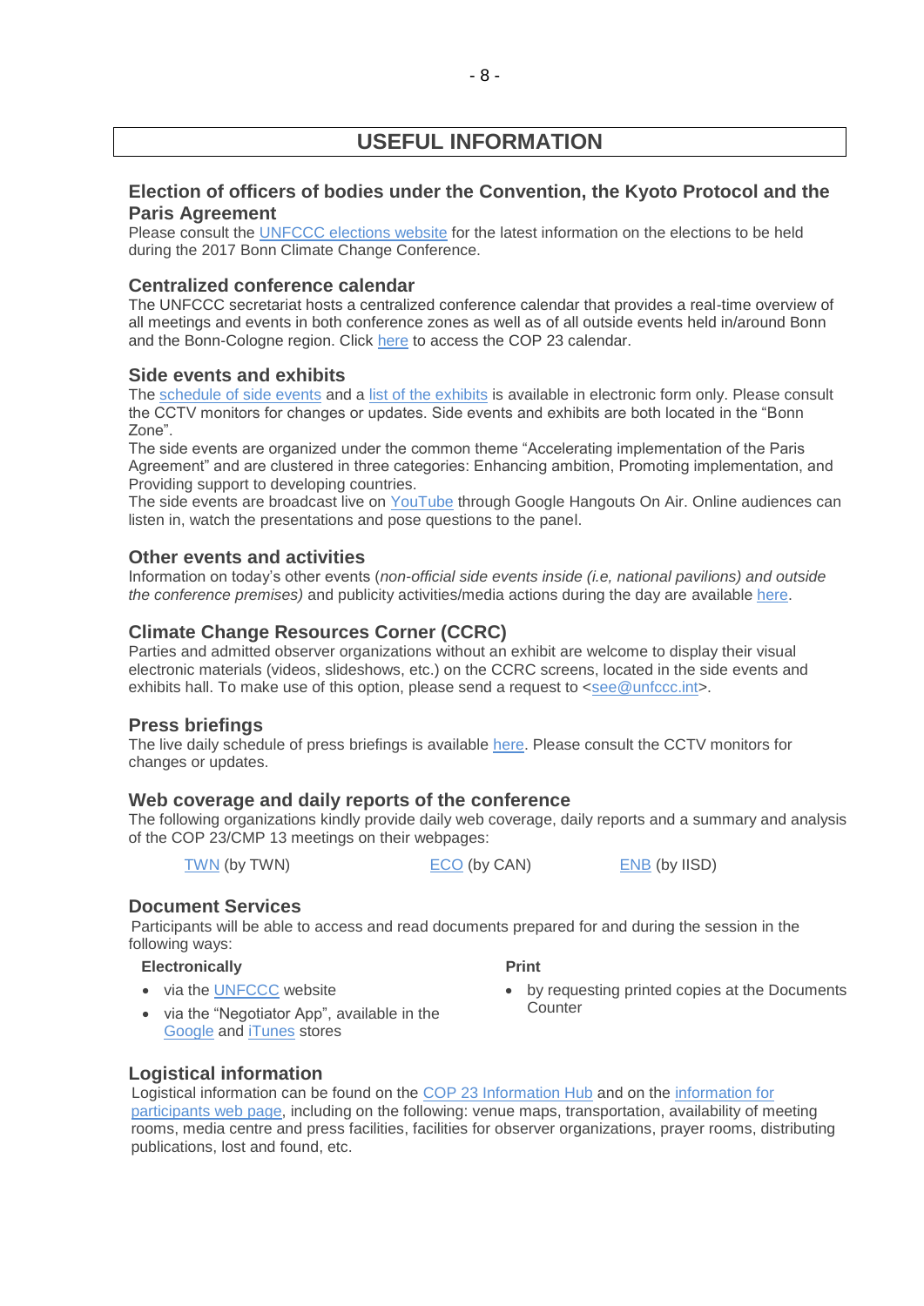# USEFUL INFORMATION

## Election of officers of bodies under the Convention, the Kyoto Protocol and the Paris Agreement

Please consult the UNFCCC elections website for the latest information on the elections to be held during the 2017 Bonn Climate Change Conference.

## Centralized conference calendar

The UNFCCC secretariat hosts a centralized conference calendar that provides a real-time overview of all meetings and events in both conference zones as well as of all outside events held in/around Bonn and the Bonn-Cologne region. Click here to access the COP 23 calendar.

## Side events and exhibits

The schedule of side events and a list of the exhibits is available in electronic form only. Please consult the CCTV monitors for changes or updates. Side events and exhibits are both located in the "Bonn Zone".

The side events are organized under the common theme "Accelerating implementation of the Paris Agreement" and are clustered in three categories: Enhancing ambition, Promoting implementation, and Providing support to developing countries.

The side events are broadcast live on YouTube through Google Hangouts On Air. Online audiences can listen in, watch the presentations and pose questions to the panel.

## Other events and activities

Information on today's other events (*non-official side events inside (i.e, national pavilions) and outside the conference premises)* and publicity activities/media actions during the day are available here.

## Climate Change Resources Corner (CCRC)

Parties and admitted observer organizations without an exhibit are welcome to display their visual electronic materials (videos, slideshows, etc.) on the CCRC screens, located in the side events and exhibits hall. To make use of this option, please send a request to <see@unfccc.int>.

## Press briefings

The live daily schedule of press briefings is available here. Please consult the CCTV monitors for changes or updates.

## Web coverage and daily reports of the conference

The following organizations kindly provide daily web coverage, daily reports and a summary and analysis of the COP 23/CMP 13 meetings on their webpages:

TWN (by TWN) ECO (by CAN) ENB (by IISD)

## Document Services

Participants will be able to access and read documents prepared for and during the session in the following ways:

**Electronically**

- via the UNFCCC website
- via the "Negotiator App", available in the Google and iTunes stores

**Print**

- by requesting printed copies at the Documents Counter

## Logistical information

Logistical information can be found on the COP 23 Information Hub and on the information for participants web page, including on the following: venue maps, transportation, availability of meeting rooms, media centre and press facilities, facilities for observer organizations, prayer rooms, distributing publications, lost and found, etc.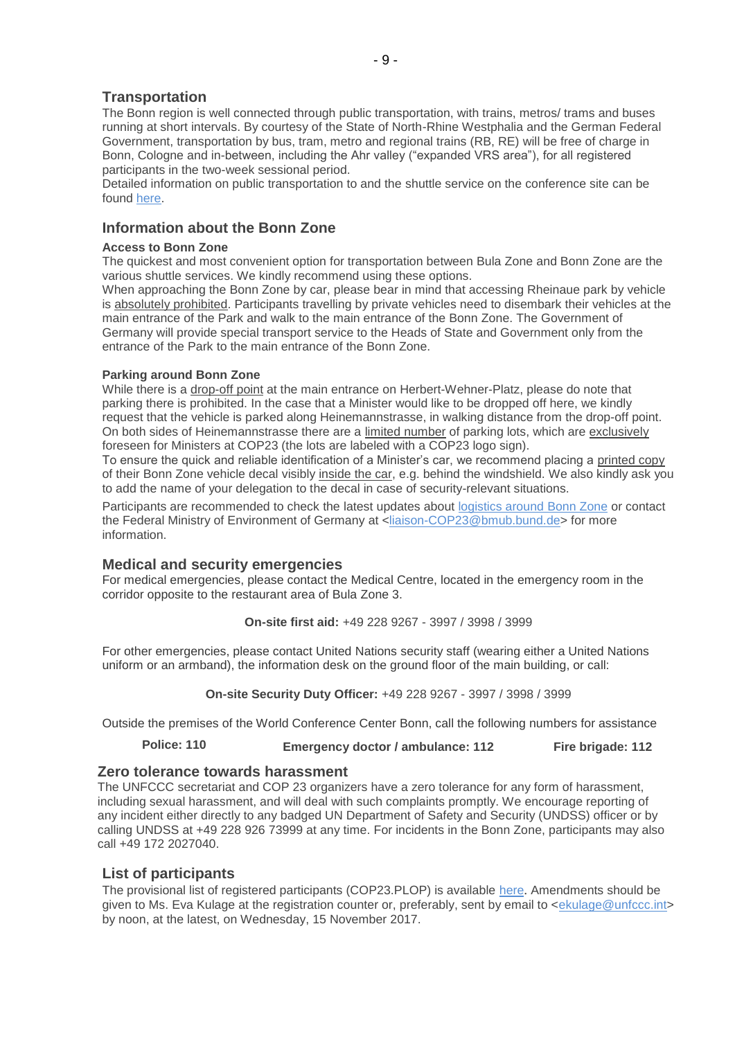## Transportation

The Bonn region is well connected through public transportation, with trains, metros/ trams and buses running at short intervals. By courtesy of the State of North-Rhine Westphalia and the German Federal Government, transportation by bus, tram, metro and regional trains (RB, RE) will be free of charge in Bonn, Cologne and in-between, including the Ahr valley ("expanded VRS area"), for all registered participants in the two-week sessional period.

Detailed information on public transportation to and the shuttle service on the conference site can be found here.

## Information about the Bonn Zone

### Access to Bonn Zone

The quickest and most convenient option for transportation between Bula Zone and Bonn Zone are the various shuttle services. We kindly recommend using these options.

When approaching the Bonn Zone by car, please bear in mind that accessing Rheinaue park by vehicle is absolutely prohibited. Participants travelling by private vehicles need to disembark their vehicles at the main entrance of the Park and walk to the main entrance of the Bonn Zone. The Government of Germany will provide special transport service to the Heads of State and Government only from the entrance of the Park to the main entrance of the Bonn Zone.

### Parking around Bonn Zone

While there is a drop-off point at the main entrance on Herbert-Wehner-Platz, please do note that parking there is prohibited. In the case that a Minister would like to be dropped off here, we kindly request that the vehicle is parked along Heinemannstrasse, in walking distance from the drop-off point. On both sides of Heinemannstrasse there are a limited number of parking lots, which are exclusively foreseen for Ministers at COP23 (the lots are labeled with a COP23 logo sign).

To ensure the quick and reliable identification of a Minister's car, we recommend placing a printed copy of their Bonn Zone vehicle decal visibly inside the car, e.g. behind the windshield. We also kindly ask you to add the name of your delegation to the decal in case of security-relevant situations.

Participants are recommended to check the latest updates about logistics around Bonn Zone or contact the Federal Ministry of Environment of Germany at <liaison-COP23@bmub.bund.de> for more information.

## Medical and security emergencies

For medical emergencies, please contact the Medical Centre, located in the emergency room in the corridor opposite to the restaurant area of Bula Zone 3.

**On-site first aid:** +49 228 9267 - 3997 / 3998 / 3999

For other emergencies, please contact United Nations security staff (wearing either a United Nations uniform or an armband), the information desk on the ground floor of the main building, or call:

**On-site Security Duty Officer:** +49 228 9267 - 3997 / 3998 / 3999

Outside the premises of the World Conference Center Bonn, call the following numbers for assistance

**Police: 110** **Emergency doctor / ambulance: 112** **Fire brigade: 112**

## Zero tolerance towards harassment

The UNFCCC secretariat and COP 23 organizers have a zero tolerance for any form of harassment, including sexual harassment, and will deal with such complaints promptly. We encourage reporting of any incident either directly to any badged UN Department of Safety and Security (UNDSS) officer or by calling UNDSS at +49 228 926 73999 at any time. For incidents in the Bonn Zone, participants may also call +49 172 2027040.

## List of participants

The provisional list of registered participants (COP23.PLOP) is available here. Amendments should be given to Ms. Eva Kulage at the registration counter or, preferably, sent by email to <ekulage@unfccc.int> by noon, at the latest, on Wednesday, 15 November 2017.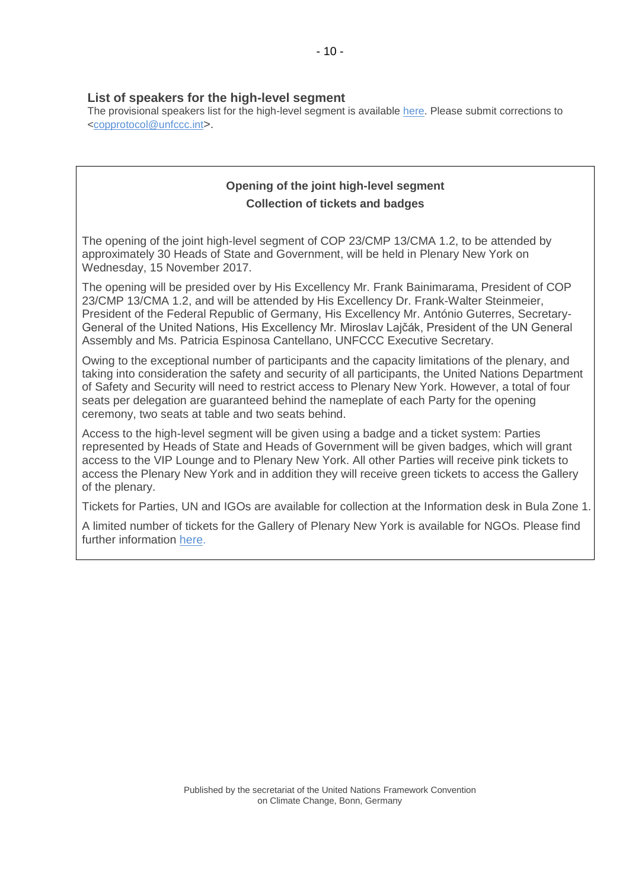## List of speakers for the high-level segment

The provisional speakers list for the high-level segment is available here. Please submit corrections to <copprotocol@unfccc.int>.

**Opening of the joint high-level segment**
**Collection of tickets and badges**

The opening of the joint high-level segment of COP 23/CMP 13/CMA 1.2, to be attended by approximately 30 Heads of State and Government, will be held in Plenary New York on Wednesday, 15 November 2017.

The opening will be presided over by His Excellency Mr. Frank Bainimarama, President of COP 23/CMP 13/CMA 1.2, and will be attended by His Excellency Dr. Frank-Walter Steinmeier, President of the Federal Republic of Germany, His Excellency Mr. António Guterres, Secretary-General of the United Nations, His Excellency Mr. Miroslav Lajčák, President of the UN General Assembly and Ms. Patricia Espinosa Cantellano, UNFCCC Executive Secretary.

Owing to the exceptional number of participants and the capacity limitations of the plenary, and taking into consideration the safety and security of all participants, the United Nations Department of Safety and Security will need to restrict access to Plenary New York. However, a total of four seats per delegation are guaranteed behind the nameplate of each Party for the opening ceremony, two seats at table and two seats behind.

Access to the high-level segment will be given using a badge and a ticket system: Parties represented by Heads of State and Heads of Government will be given badges, which will grant access to the VIP Lounge and to Plenary New York. All other Parties will receive pink tickets to access the Plenary New York and in addition they will receive green tickets to access the Gallery of the plenary.

Tickets for Parties, UN and IGOs are available for collection at the Information desk in Bula Zone 1.

A limited number of tickets for the Gallery of Plenary New York is available for NGOs. Please find further information here.

Published by the secretariat of the United Nations Framework Convention on Climate Change, Bonn, Germany